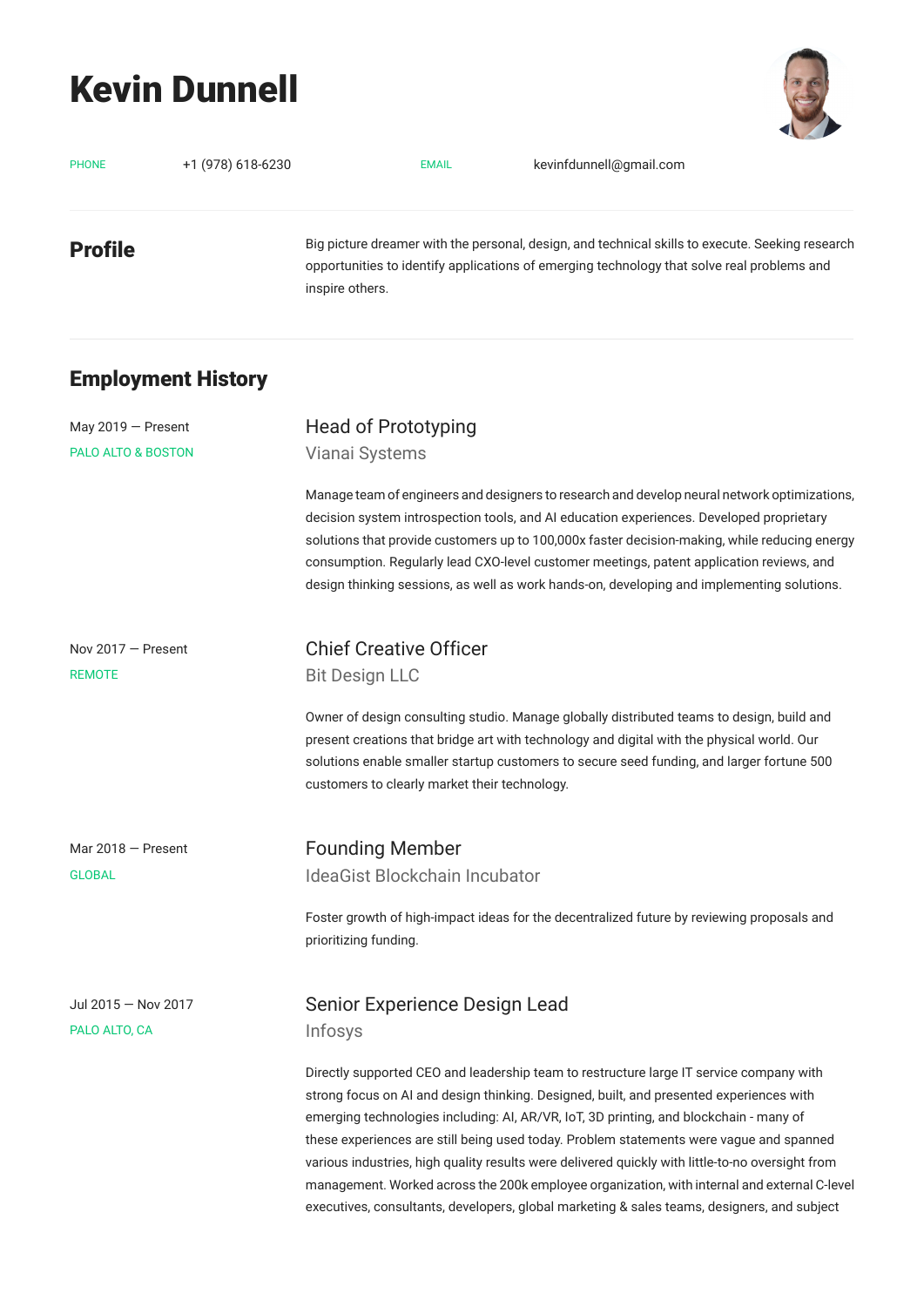# Kevin Dunnell

PHONE +1 (978) 618-6230

EMAIL kevinfdunnell@gmail.com

## Profile

Big picture dreamer with the personal, design, and technical skills to execute. Seeking research opportunities to identify applications of emerging technology that solve real problems and inspire others.

## Employment History

May 2019 — Present
PALO ALTO & BOSTON

### Head of Prototyping
Vianai Systems

Manage team of engineers and designers to research and develop neural network optimizations, decision system introspection tools, and AI education experiences. Developed proprietary solutions that provide customers up to 100,000x faster decision-making, while reducing energy consumption. Regularly lead CXO-level customer meetings, patent application reviews, and design thinking sessions, as well as work hands-on, developing and implementing solutions.

Nov 2017 — Present
REMOTE

### Chief Creative Officer
Bit Design LLC

Owner of design consulting studio. Manage globally distributed teams to design, build and present creations that bridge art with technology and digital with the physical world. Our solutions enable smaller startup customers to secure seed funding, and larger fortune 500 customers to clearly market their technology.

Mar 2018 — Present
GLOBAL

### Founding Member
IdeaGist Blockchain Incubator

Foster growth of high-impact ideas for the decentralized future by reviewing proposals and prioritizing funding.

Jul 2015 — Nov 2017
PALO ALTO, CA

### Senior Experience Design Lead
Infosys

Directly supported CEO and leadership team to restructure large IT service company with strong focus on AI and design thinking. Designed, built, and presented experiences with emerging technologies including: AI, AR/VR, IoT, 3D printing, and blockchain - many of these experiences are still being used today. Problem statements were vague and spanned various industries, high quality results were delivered quickly with little-to-no oversight from management. Worked across the 200k employee organization, with internal and external C-level executives, consultants, developers, global marketing & sales teams, designers, and subject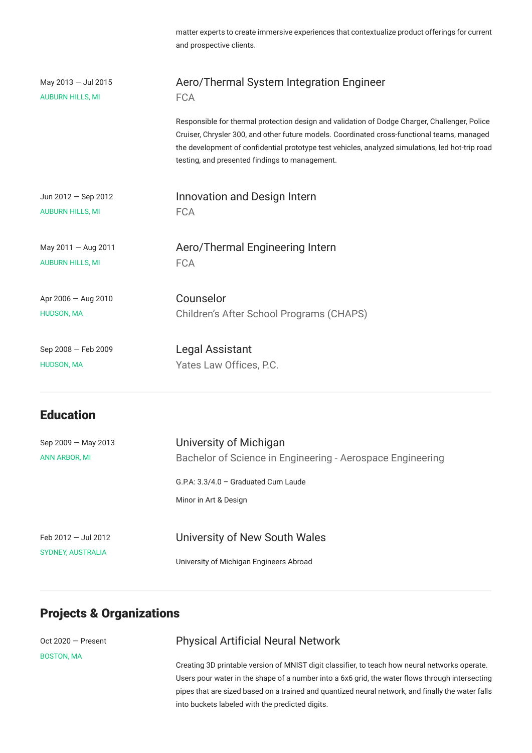matter experts to create immersive experiences that contextualize product offerings for current and prospective clients.

May 2013 — Jul 2015
AUBURN HILLS, MI

### Aero/Thermal System Integration Engineer
FCA

Responsible for thermal protection design and validation of Dodge Charger, Challenger, Police Cruiser, Chrysler 300, and other future models. Coordinated cross-functional teams, managed the development of confidential prototype test vehicles, analyzed simulations, led hot-trip road testing, and presented findings to management.

Jun 2012 — Sep 2012
AUBURN HILLS, MI

### Innovation and Design Intern
FCA

May 2011 — Aug 2011
AUBURN HILLS, MI

### Aero/Thermal Engineering Intern
FCA

Apr 2006 — Aug 2010
HUDSON, MA

### Counselor
Children's After School Programs (CHAPS)

Sep 2008 — Feb 2009
HUDSON, MA

### Legal Assistant
Yates Law Offices, P.C.

## Education

Sep 2009 — May 2013
ANN ARBOR, MI

### University of Michigan
Bachelor of Science in Engineering - Aerospace Engineering

G.P.A: 3.3/4.0 – Graduated Cum Laude

Minor in Art & Design

Feb 2012 — Jul 2012
SYDNEY, AUSTRALIA

### University of New South Wales

University of Michigan Engineers Abroad

## Projects & Organizations

Oct 2020 — Present
BOSTON, MA

### Physical Artificial Neural Network

Creating 3D printable version of MNIST digit classifier, to teach how neural networks operate. Users pour water in the shape of a number into a 6x6 grid, the water flows through intersecting pipes that are sized based on a trained and quantized neural network, and finally the water falls into buckets labeled with the predicted digits.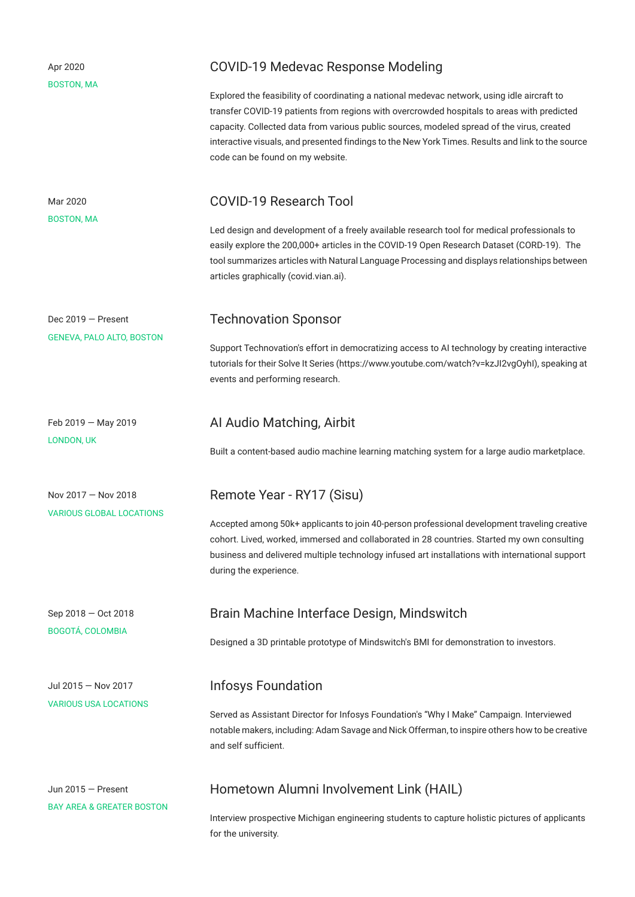Apr 2020
BOSTON, MA

### COVID-19 Medevac Response Modeling

Explored the feasibility of coordinating a national medevac network, using idle aircraft to transfer COVID-19 patients from regions with overcrowded hospitals to areas with predicted capacity. Collected data from various public sources, modeled spread of the virus, created interactive visuals, and presented findings to the New York Times. Results and link to the source code can be found on my website.

Mar 2020
BOSTON, MA

### COVID-19 Research Tool

Led design and development of a freely available research tool for medical professionals to easily explore the 200,000+ articles in the COVID-19 Open Research Dataset (CORD-19). The tool summarizes articles with Natural Language Processing and displays relationships between articles graphically (covid.vian.ai).

Dec 2019 — Present
GENEVA, PALO ALTO, BOSTON

### Technovation Sponsor

Support Technovation's effort in democratizing access to AI technology by creating interactive tutorials for their Solve It Series (https://www.youtube.com/watch?v=kzJI2vgOyhI), speaking at events and performing research.

Feb 2019 — May 2019
LONDON, UK

### AI Audio Matching, Airbit

Built a content-based audio machine learning matching system for a large audio marketplace.

Nov 2017 — Nov 2018
VARIOUS GLOBAL LOCATIONS

### Remote Year - RY17 (Sisu)

Accepted among 50k+ applicants to join 40-person professional development traveling creative cohort. Lived, worked, immersed and collaborated in 28 countries. Started my own consulting business and delivered multiple technology infused art installations with international support during the experience.

Sep 2018 — Oct 2018
BOGOTÁ, COLOMBIA

### Brain Machine Interface Design, Mindswitch

Designed a 3D printable prototype of Mindswitch's BMI for demonstration to investors.

Jul 2015 — Nov 2017
VARIOUS USA LOCATIONS

### Infosys Foundation

Served as Assistant Director for Infosys Foundation's "Why I Make" Campaign. Interviewed notable makers, including: Adam Savage and Nick Offerman, to inspire others how to be creative and self sufficient.

Jun 2015 — Present
BAY AREA & GREATER BOSTON

### Hometown Alumni Involvement Link (HAIL)

Interview prospective Michigan engineering students to capture holistic pictures of applicants for the university.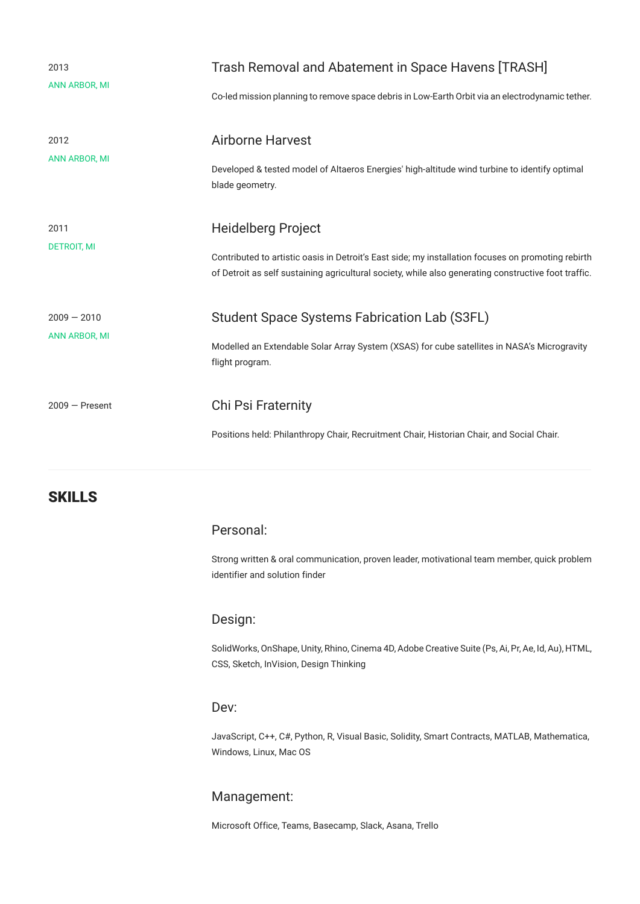2013
ANN ARBOR, MI

### Trash Removal and Abatement in Space Havens [TRASH]

Co-led mission planning to remove space debris in Low-Earth Orbit via an electrodynamic tether.

2012
ANN ARBOR, MI

### Airborne Harvest

Developed & tested model of Altaeros Energies' high-altitude wind turbine to identify optimal blade geometry.

2011
DETROIT, MI

### Heidelberg Project

Contributed to artistic oasis in Detroit's East side; my installation focuses on promoting rebirth of Detroit as self sustaining agricultural society, while also generating constructive foot traffic.

2009 — 2010
ANN ARBOR, MI

### Student Space Systems Fabrication Lab (S3FL)

Modelled an Extendable Solar Array System (XSAS) for cube satellites in NASA's Microgravity flight program.

2009 — Present

### Chi Psi Fraternity

Positions held: Philanthropy Chair, Recruitment Chair, Historian Chair, and Social Chair.

---

## SKILLS

### Personal:

Strong written & oral communication, proven leader, motivational team member, quick problem identifier and solution finder

### Design:

SolidWorks, OnShape, Unity, Rhino, Cinema 4D, Adobe Creative Suite (Ps, Ai, Pr, Ae, Id, Au), HTML, CSS, Sketch, InVision, Design Thinking

### Dev:

JavaScript, C++, C#, Python, R, Visual Basic, Solidity, Smart Contracts, MATLAB, Mathematica, Windows, Linux, Mac OS

### Management:

Microsoft Office, Teams, Basecamp, Slack, Asana, Trello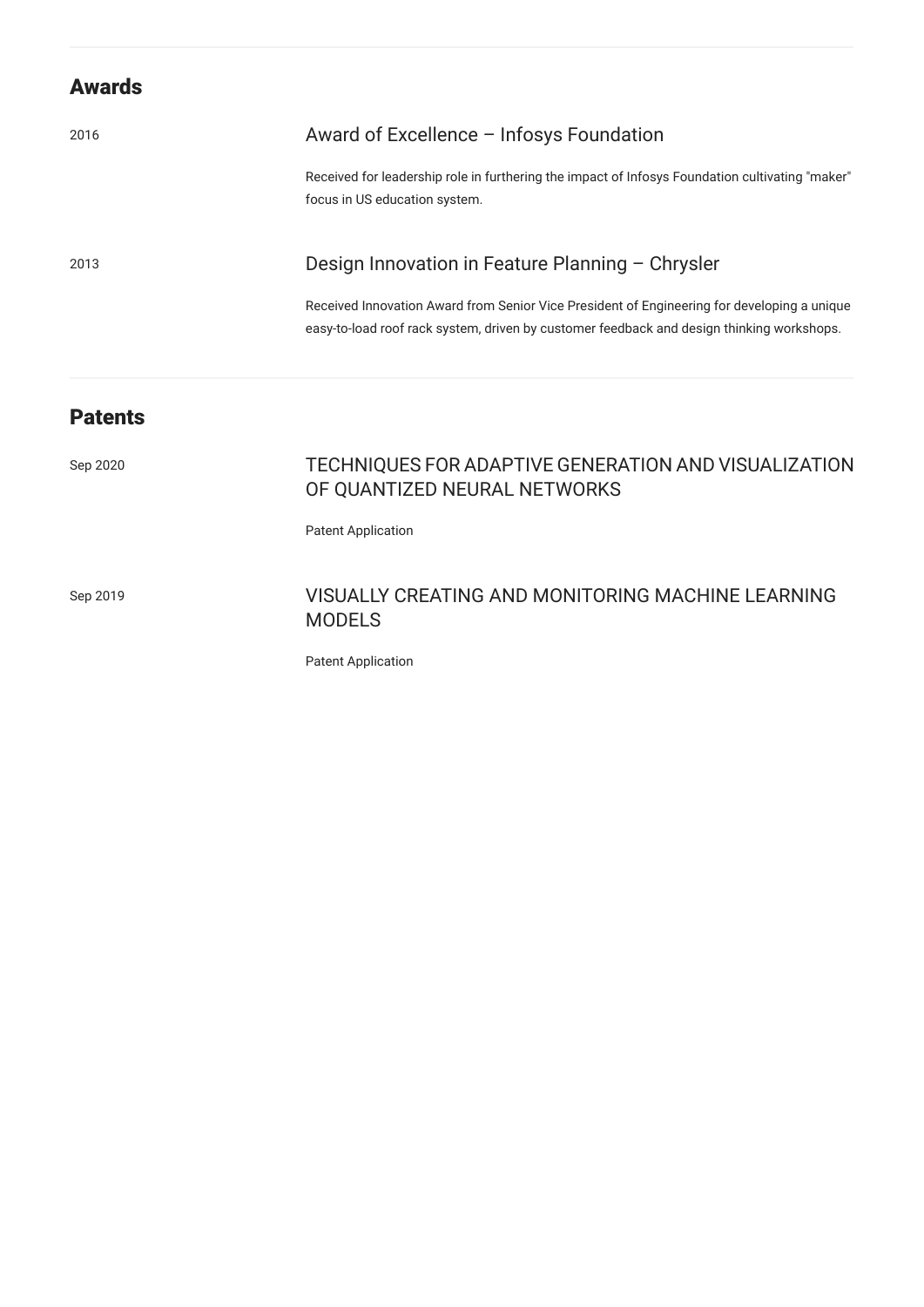## Awards

2016

### Award of Excellence – Infosys Foundation

Received for leadership role in furthering the impact of Infosys Foundation cultivating "maker" focus in US education system.

2013

### Design Innovation in Feature Planning – Chrysler

Received Innovation Award from Senior Vice President of Engineering for developing a unique easy-to-load roof rack system, driven by customer feedback and design thinking workshops.

## Patents

Sep 2020

### TECHNIQUES FOR ADAPTIVE GENERATION AND VISUALIZATION OF QUANTIZED NEURAL NETWORKS

Patent Application

Sep 2019

### VISUALLY CREATING AND MONITORING MACHINE LEARNING MODELS

Patent Application